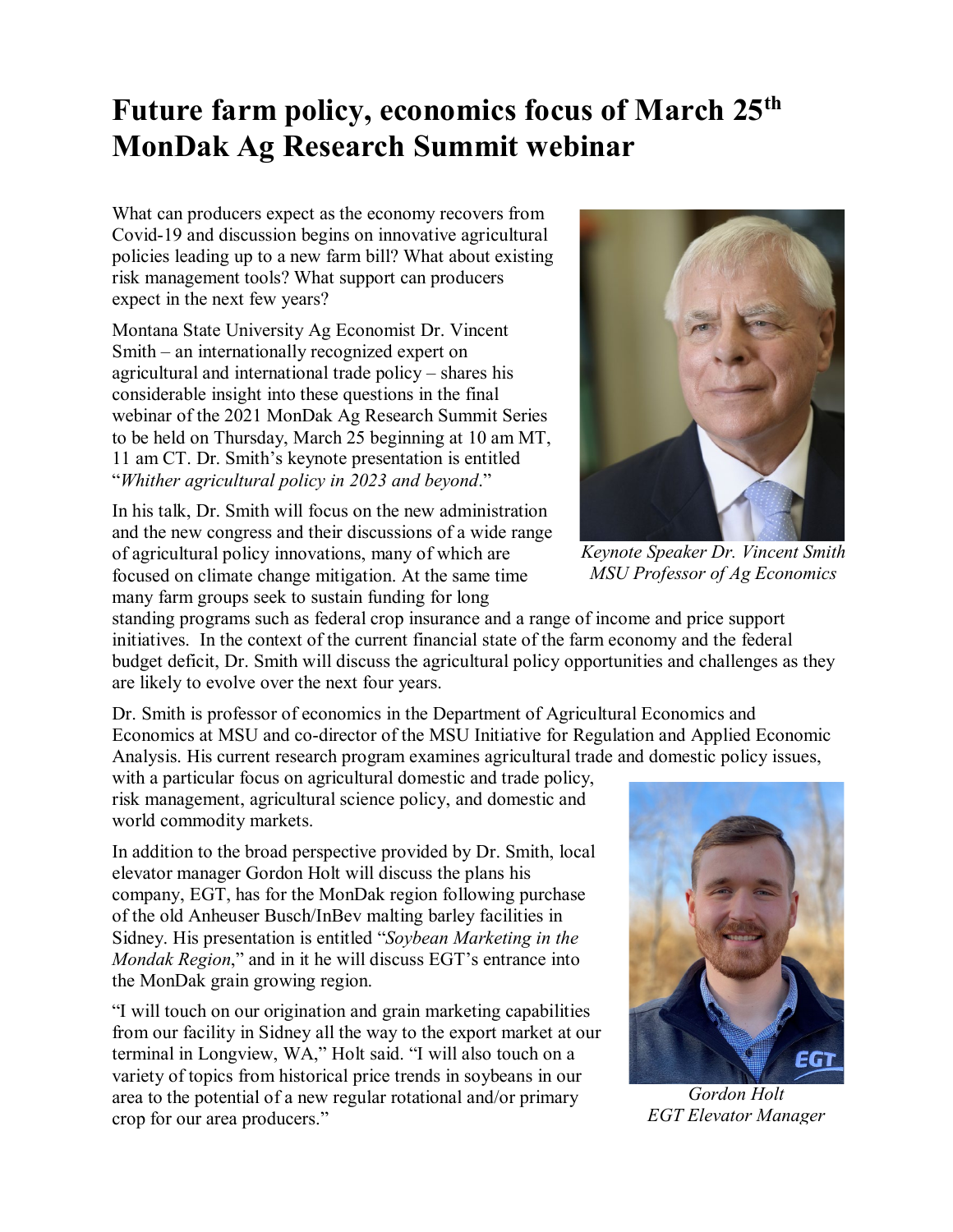# Future farm policy, economics focus of March 25th MonDak Ag Research Summit webinar

What can producers expect as the economy recovers from Covid-19 and discussion begins on innovative agricultural policies leading up to a new farm bill? What about existing risk management tools? What support can producers expect in the next few years?

Montana State University Ag Economist Dr. Vincent Smith – an internationally recognized expert on agricultural and international trade policy – shares his considerable insight into these questions in the final webinar of the 2021 MonDak Ag Research Summit Series to be held on Thursday, March 25 beginning at 10 am MT, 11 am CT. Dr. Smith's keynote presentation is entitled "*Whither agricultural policy in 2023 and beyond*."

*Keynote Speaker Dr. Vincent Smith*
*MSU Professor of Ag Economics*

In his talk, Dr. Smith will focus on the new administration and the new congress and their discussions of a wide range of agricultural policy innovations, many of which are focused on climate change mitigation. At the same time many farm groups seek to sustain funding for long standing programs such as federal crop insurance and a range of income and price support initiatives. In the context of the current financial state of the farm economy and the federal budget deficit, Dr. Smith will discuss the agricultural policy opportunities and challenges as they are likely to evolve over the next four years.

Dr. Smith is professor of economics in the Department of Agricultural Economics and Economics at MSU and co-director of the MSU Initiative for Regulation and Applied Economic Analysis. His current research program examines agricultural trade and domestic policy issues, with a particular focus on agricultural domestic and trade policy, risk management, agricultural science policy, and domestic and world commodity markets.

In addition to the broad perspective provided by Dr. Smith, local elevator manager Gordon Holt will discuss the plans his company, EGT, has for the MonDak region following purchase of the old Anheuser Busch/InBev malting barley facilities in Sidney. His presentation is entitled "*Soybean Marketing in the Mondak Region*," and in it he will discuss EGT's entrance into the MonDak grain growing region.

"I will touch on our origination and grain marketing capabilities from our facility in Sidney all the way to the export market at our terminal in Longview, WA," Holt said. "I will also touch on a variety of topics from historical price trends in soybeans in our area to the potential of a new regular rotational and/or primary crop for our area producers."

*Gordon Holt*
*EGT Elevator Manager*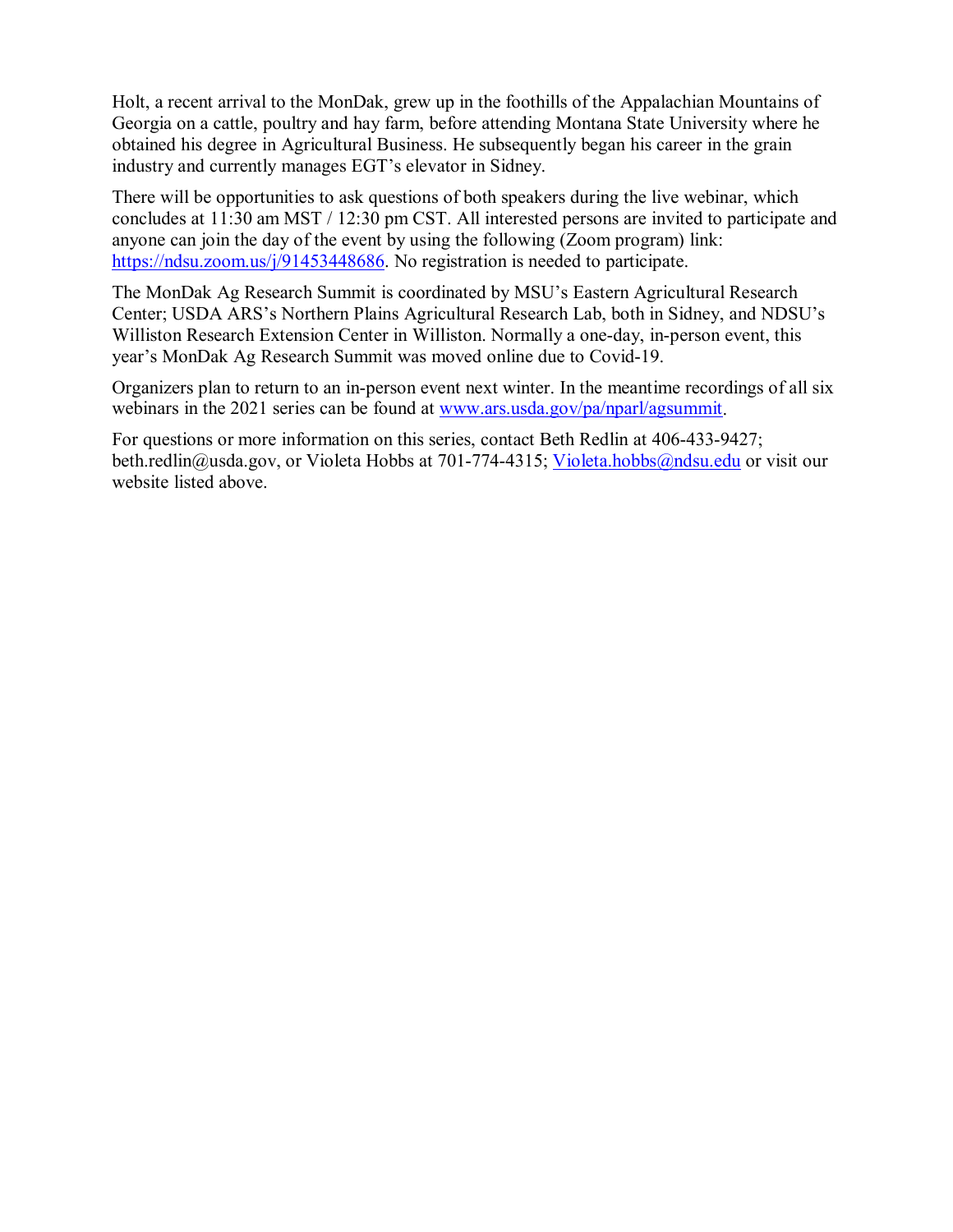Holt, a recent arrival to the MonDak, grew up in the foothills of the Appalachian Mountains of Georgia on a cattle, poultry and hay farm, before attending Montana State University where he obtained his degree in Agricultural Business. He subsequently began his career in the grain industry and currently manages EGT's elevator in Sidney.

There will be opportunities to ask questions of both speakers during the live webinar, which concludes at 11:30 am MST / 12:30 pm CST. All interested persons are invited to participate and anyone can join the day of the event by using the following (Zoom program) link: https://ndsu.zoom.us/j/91453448686. No registration is needed to participate.

The MonDak Ag Research Summit is coordinated by MSU's Eastern Agricultural Research Center; USDA ARS's Northern Plains Agricultural Research Lab, both in Sidney, and NDSU's Williston Research Extension Center in Williston. Normally a one-day, in-person event, this year's MonDak Ag Research Summit was moved online due to Covid-19.

Organizers plan to return to an in-person event next winter. In the meantime recordings of all six webinars in the 2021 series can be found at www.ars.usda.gov/pa/nparl/agsummit.

For questions or more information on this series, contact Beth Redlin at 406-433-9427; beth.redlin@usda.gov, or Violeta Hobbs at 701-774-4315; Violeta.hobbs@ndsu.edu or visit our website listed above.